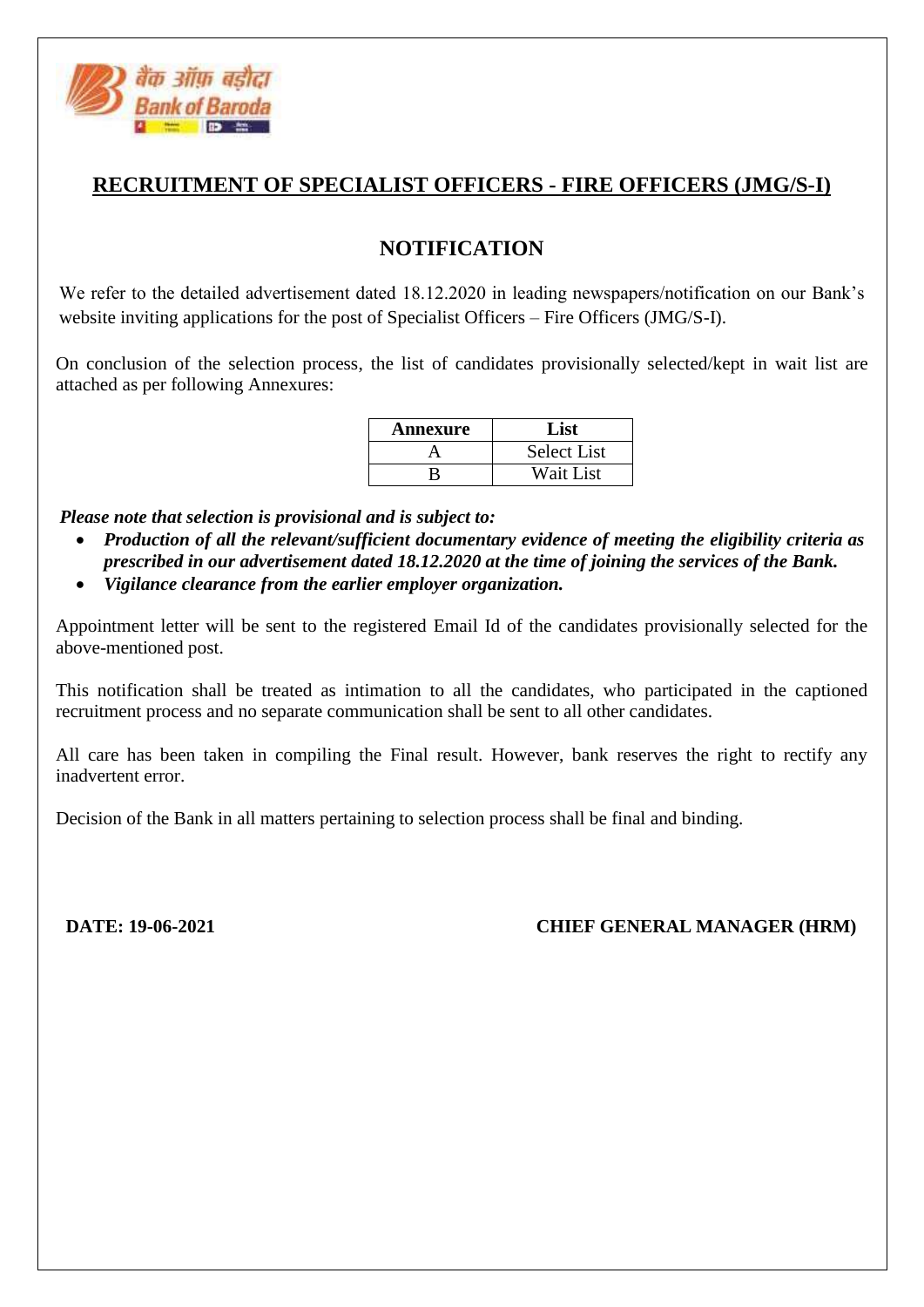## RECRUITMENT OF SPECIALIST OFFICERS - FIRE OFFICERS (JMG/S-I)

## NOTIFICATION

We refer to the detailed advertisement dated 18.12.2020 in leading newspapers/notification on our Bank's website inviting applications for the post of Specialist Officers – Fire Officers (JMG/S-I).

On conclusion of the selection process, the list of candidates provisionally selected/kept in wait list are attached as per following Annexures:

| Annexure | List |
| --- | --- |
| A | Select List |
| B | Wait List |

***Please note that selection is provisional and is subject to:***

- ***Production of all the relevant/sufficient documentary evidence of meeting the eligibility criteria as prescribed in our advertisement dated 18.12.2020 at the time of joining the services of the Bank.***
- ***Vigilance clearance from the earlier employer organization.***

Appointment letter will be sent to the registered Email Id of the candidates provisionally selected for the above-mentioned post.

This notification shall be treated as intimation to all the candidates, who participated in the captioned recruitment process and no separate communication shall be sent to all other candidates.

All care has been taken in compiling the Final result. However, bank reserves the right to rectify any inadvertent error.

Decision of the Bank in all matters pertaining to selection process shall be final and binding.

**DATE: 19-06-2021** **CHIEF GENERAL MANAGER (HRM)**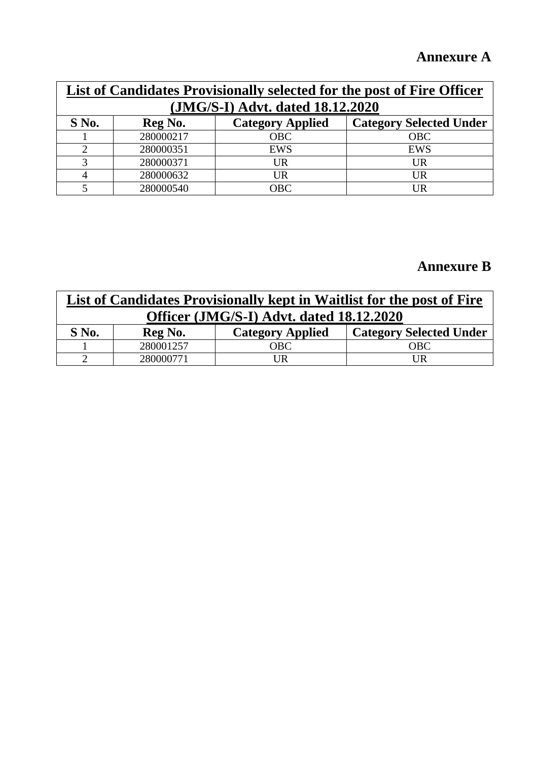## Annexure A

| List of Candidates Provisionally selected for the post of Fire Officer (JMG/S-I) Advt. dated 18.12.2020 | | | |
|---|---|---|---|
| **S No.** | **Reg No.** | **Category Applied** | **Category Selected Under** |
| 1 | 280000217 | OBC | OBC |
| 2 | 280000351 | EWS | EWS |
| 3 | 280000371 | UR | UR |
| 4 | 280000632 | UR | UR |
| 5 | 280000540 | OBC | UR |

## Annexure B

| List of Candidates Provisionally kept in Waitlist for the post of Fire Officer (JMG/S-I) Advt. dated 18.12.2020 | | | |
|---|---|---|---|
| **S No.** | **Reg No.** | **Category Applied** | **Category Selected Under** |
| 1 | 280001257 | OBC | OBC |
| 2 | 280000771 | UR | UR |